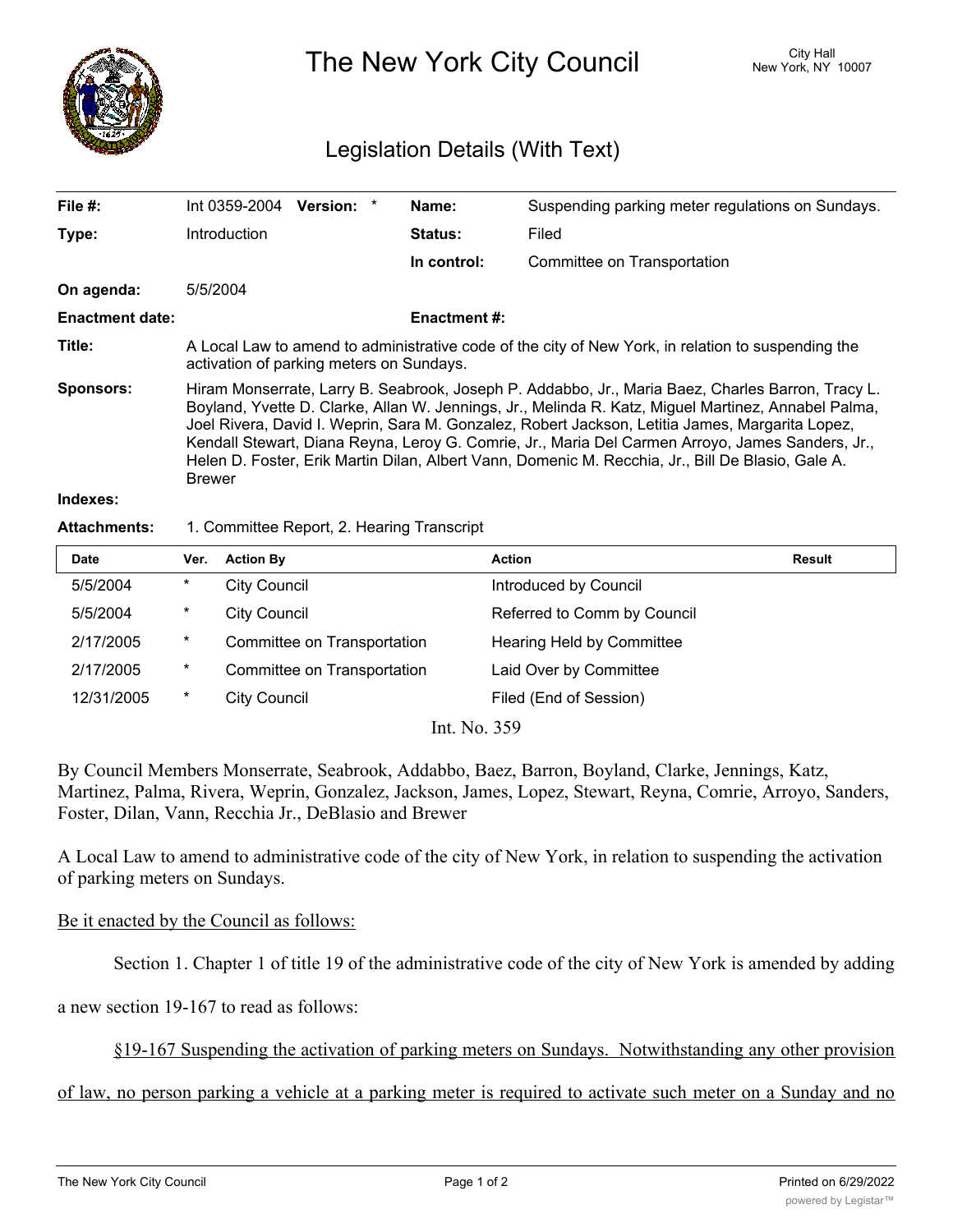# The New York City Council

City Hall
New York, NY 10007

## Legislation Details (With Text)

| | | | |
|---|---|---|---|
| **File #:** | Int 0359-2004 **Version:** * | **Name:** | Suspending parking meter regulations on Sundays. |
| **Type:** | Introduction | **Status:** | Filed |
| | | **In control:** | Committee on Transportation |
| **On agenda:** | 5/5/2004 | | |
| **Enactment date:** | | **Enactment #:** | |

**Title:** A Local Law to amend to administrative code of the city of New York, in relation to suspending the activation of parking meters on Sundays.

**Sponsors:** Hiram Monserrate, Larry B. Seabrook, Joseph P. Addabbo, Jr., Maria Baez, Charles Barron, Tracy L. Boyland, Yvette D. Clarke, Allan W. Jennings, Jr., Melinda R. Katz, Miguel Martinez, Annabel Palma, Joel Rivera, David I. Weprin, Sara M. Gonzalez, Robert Jackson, Letitia James, Margarita Lopez, Kendall Stewart, Diana Reyna, Leroy G. Comrie, Jr., Maria Del Carmen Arroyo, James Sanders, Jr., Helen D. Foster, Erik Martin Dilan, Albert Vann, Domenic M. Recchia, Jr., Bill De Blasio, Gale A. Brewer

**Indexes:**

**Attachments:** 1. Committee Report, 2. Hearing Transcript

| Date | Ver. | Action By | Action | Result |
|---|---|---|---|---|
| 5/5/2004 | * | City Council | Introduced by Council | |
| 5/5/2004 | * | City Council | Referred to Comm by Council | |
| 2/17/2005 | * | Committee on Transportation | Hearing Held by Committee | |
| 2/17/2005 | * | Committee on Transportation | Laid Over by Committee | |
| 12/31/2005 | * | City Council | Filed (End of Session) | |

Int. No. 359

By Council Members Monserrate, Seabrook, Addabbo, Baez, Barron, Boyland, Clarke, Jennings, Katz, Martinez, Palma, Rivera, Weprin, Gonzalez, Jackson, James, Lopez, Stewart, Reyna, Comrie, Arroyo, Sanders, Foster, Dilan, Vann, Recchia Jr., DeBlasio and Brewer

A Local Law to amend to administrative code of the city of New York, in relation to suspending the activation of parking meters on Sundays.

<u>Be it enacted by the Council as follows:</u>

Section 1. Chapter 1 of title 19 of the administrative code of the city of New York is amended by adding a new section 19-167 to read as follows:

<u>§19-167 Suspending the activation of parking meters on Sundays. Notwithstanding any other provision of law, no person parking a vehicle at a parking meter is required to activate such meter on a Sunday and no</u>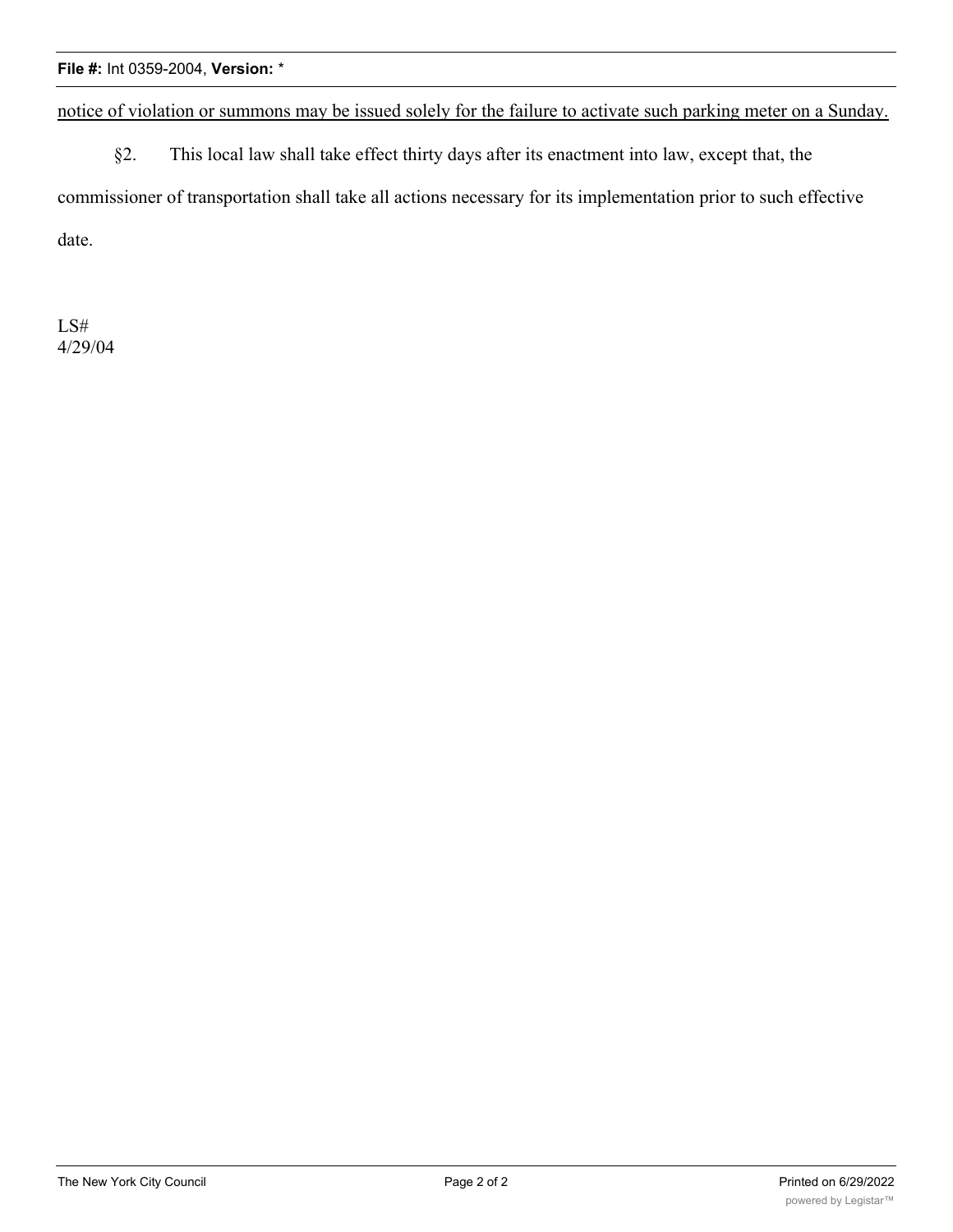<u>notice of violation or summons may be issued solely for the failure to activate such parking meter on a Sunday.</u>

§2. This local law shall take effect thirty days after its enactment into law, except that, the commissioner of transportation shall take all actions necessary for its implementation prior to such effective date.

LS#
4/29/04